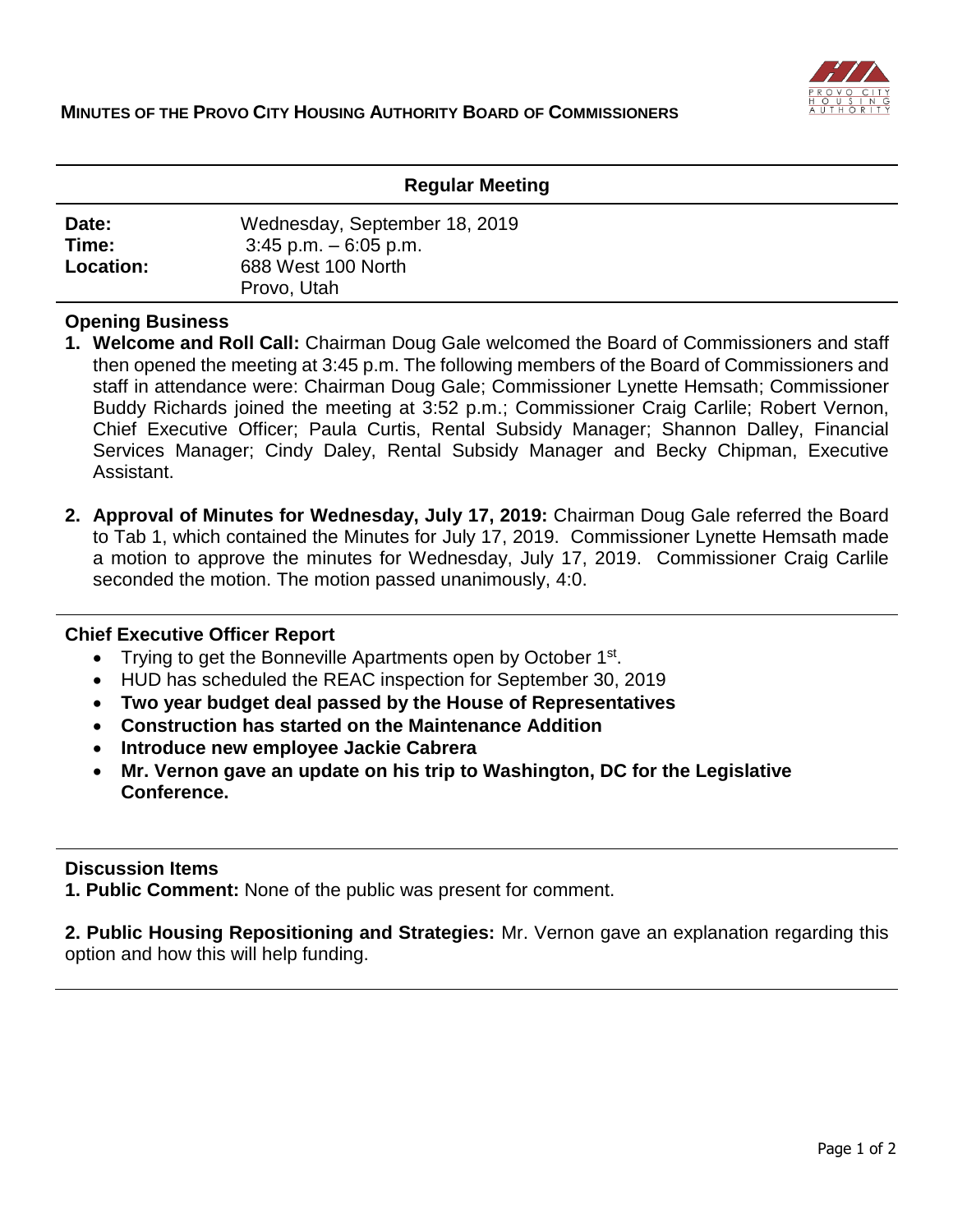# MINUTES OF THE PROVO CITY HOUSING AUTHORITY BOARD OF COMMISSIONERS

## Regular Meeting

| | |
|---|---|
| **Date:** | Wednesday, September 18, 2019 |
| **Time:** | 3:45 p.m. – 6:05 p.m. |
| **Location:** | 688 West 100 North<br>Provo, Utah |

### Opening Business

1. **Welcome and Roll Call:** Chairman Doug Gale welcomed the Board of Commissioners and staff then opened the meeting at 3:45 p.m. The following members of the Board of Commissioners and staff in attendance were: Chairman Doug Gale; Commissioner Lynette Hemsath; Commissioner Buddy Richards joined the meeting at 3:52 p.m.; Commissioner Craig Carlile; Robert Vernon, Chief Executive Officer; Paula Curtis, Rental Subsidy Manager; Shannon Dalley, Financial Services Manager; Cindy Daley, Rental Subsidy Manager and Becky Chipman, Executive Assistant.

2. **Approval of Minutes for Wednesday, July 17, 2019:** Chairman Doug Gale referred the Board to Tab 1, which contained the Minutes for July 17, 2019. Commissioner Lynette Hemsath made a motion to approve the minutes for Wednesday, July 17, 2019. Commissioner Craig Carlile seconded the motion. The motion passed unanimously, 4:0.

### Chief Executive Officer Report

- Trying to get the Bonneville Apartments open by October 1st.
- HUD has scheduled the REAC inspection for September 30, 2019
- **Two year budget deal passed by the House of Representatives**
- **Construction has started on the Maintenance Addition**
- **Introduce new employee Jackie Cabrera**
- **Mr. Vernon gave an update on his trip to Washington, DC for the Legislative Conference.**

### Discussion Items

**1. Public Comment:** None of the public was present for comment.

**2. Public Housing Repositioning and Strategies:** Mr. Vernon gave an explanation regarding this option and how this will help funding.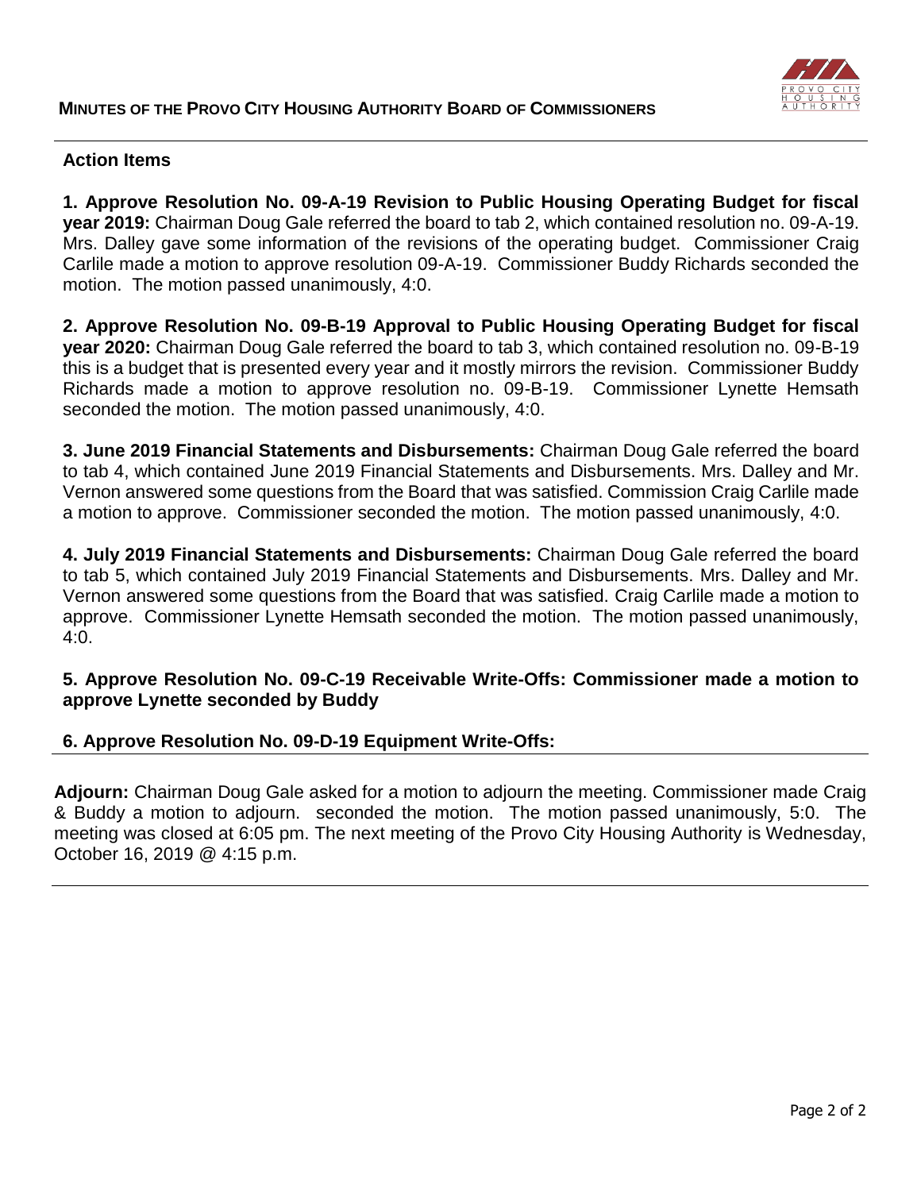## Action Items

**1. Approve Resolution No. 09-A-19 Revision to Public Housing Operating Budget for fiscal year 2019:** Chairman Doug Gale referred the board to tab 2, which contained resolution no. 09-A-19. Mrs. Dalley gave some information of the revisions of the operating budget. Commissioner Craig Carlile made a motion to approve resolution 09-A-19. Commissioner Buddy Richards seconded the motion. The motion passed unanimously, 4:0.

**2. Approve Resolution No. 09-B-19 Approval to Public Housing Operating Budget for fiscal year 2020:** Chairman Doug Gale referred the board to tab 3, which contained resolution no. 09-B-19 this is a budget that is presented every year and it mostly mirrors the revision. Commissioner Buddy Richards made a motion to approve resolution no. 09-B-19. Commissioner Lynette Hemsath seconded the motion. The motion passed unanimously, 4:0.

**3. June 2019 Financial Statements and Disbursements:** Chairman Doug Gale referred the board to tab 4, which contained June 2019 Financial Statements and Disbursements. Mrs. Dalley and Mr. Vernon answered some questions from the Board that was satisfied. Commission Craig Carlile made a motion to approve. Commissioner seconded the motion. The motion passed unanimously, 4:0.

**4. July 2019 Financial Statements and Disbursements:** Chairman Doug Gale referred the board to tab 5, which contained July 2019 Financial Statements and Disbursements. Mrs. Dalley and Mr. Vernon answered some questions from the Board that was satisfied. Craig Carlile made a motion to approve. Commissioner Lynette Hemsath seconded the motion. The motion passed unanimously, 4:0.

**5. Approve Resolution No. 09-C-19 Receivable Write-Offs: Commissioner made a motion to approve Lynette seconded by Buddy**

**6. Approve Resolution No. 09-D-19 Equipment Write-Offs:**

**Adjourn:** Chairman Doug Gale asked for a motion to adjourn the meeting. Commissioner made Craig & Buddy a motion to adjourn. seconded the motion. The motion passed unanimously, 5:0. The meeting was closed at 6:05 pm. The next meeting of the Provo City Housing Authority is Wednesday, October 16, 2019 @ 4:15 p.m.